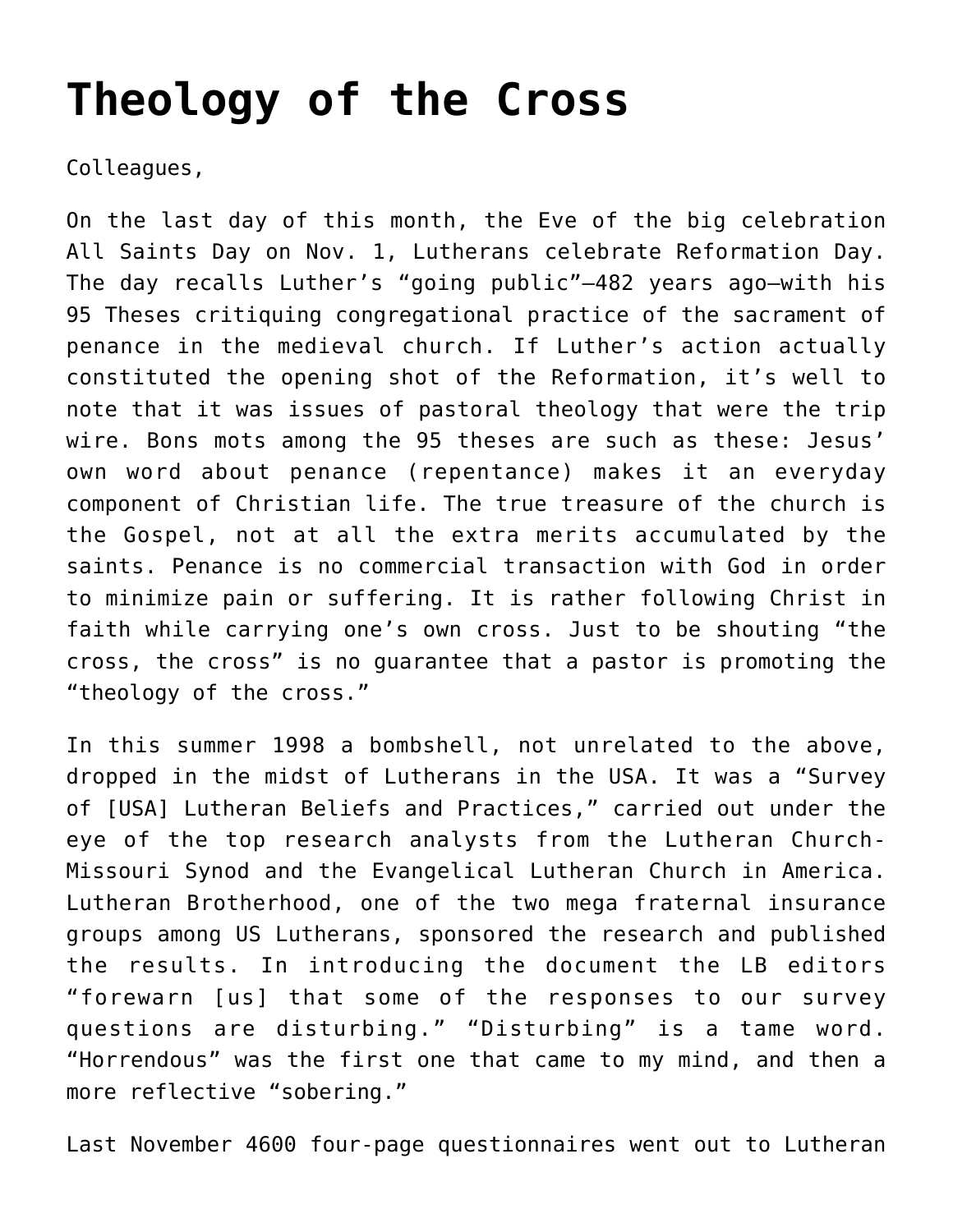# Theology of the Cross

Colleagues,

On the last day of this month, the Eve of the big celebration All Saints Day on Nov. 1, Lutherans celebrate Reformation Day. The day recalls Luther's "going public"—482 years ago—with his 95 Theses critiquing congregational practice of the sacrament of penance in the medieval church. If Luther's action actually constituted the opening shot of the Reformation, it's well to note that it was issues of pastoral theology that were the trip wire. Bons mots among the 95 theses are such as these: Jesus' own word about penance (repentance) makes it an everyday component of Christian life. The true treasure of the church is the Gospel, not at all the extra merits accumulated by the saints. Penance is no commercial transaction with God in order to minimize pain or suffering. It is rather following Christ in faith while carrying one's own cross. Just to be shouting "the cross, the cross" is no guarantee that a pastor is promoting the "theology of the cross."

In this summer 1998 a bombshell, not unrelated to the above, dropped in the midst of Lutherans in the USA. It was a "Survey of [USA] Lutheran Beliefs and Practices," carried out under the eye of the top research analysts from the Lutheran Church-Missouri Synod and the Evangelical Lutheran Church in America. Lutheran Brotherhood, one of the two mega fraternal insurance groups among US Lutherans, sponsored the research and published the results. In introducing the document the LB editors "forewarn [us] that some of the responses to our survey questions are disturbing." "Disturbing" is a tame word. "Horrendous" was the first one that came to my mind, and then a more reflective "sobering."

Last November 4600 four-page questionnaires went out to Lutheran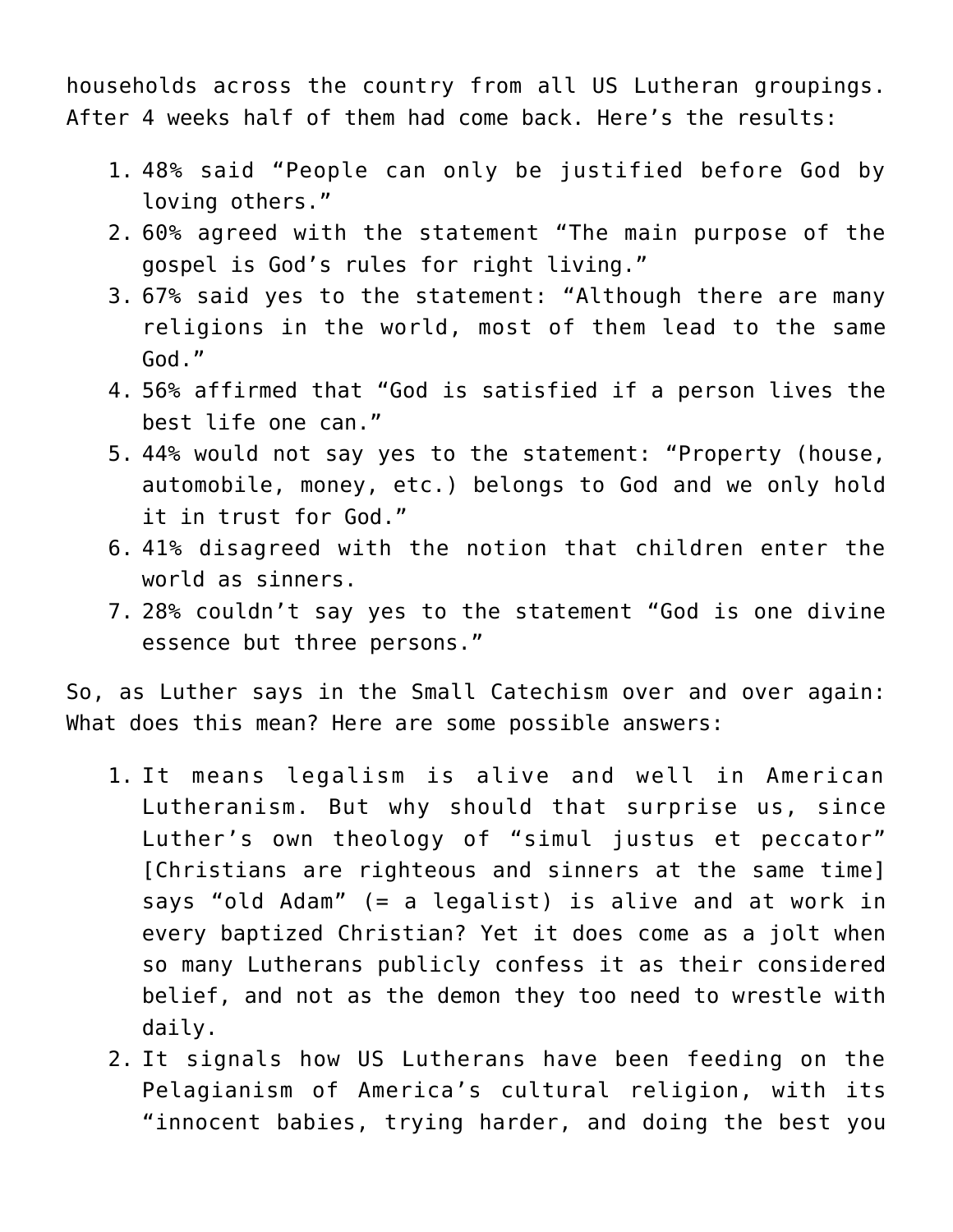households across the country from all US Lutheran groupings. After 4 weeks half of them had come back. Here's the results:

1. 48% said "People can only be justified before God by loving others."
2. 60% agreed with the statement "The main purpose of the gospel is God's rules for right living."
3. 67% said yes to the statement: "Although there are many religions in the world, most of them lead to the same God."
4. 56% affirmed that "God is satisfied if a person lives the best life one can."
5. 44% would not say yes to the statement: "Property (house, automobile, money, etc.) belongs to God and we only hold it in trust for God."
6. 41% disagreed with the notion that children enter the world as sinners.
7. 28% couldn't say yes to the statement "God is one divine essence but three persons."

So, as Luther says in the Small Catechism over and over again: What does this mean? Here are some possible answers:

1. It means legalism is alive and well in American Lutheranism. But why should that surprise us, since Luther's own theology of "simul justus et peccator" [Christians are righteous and sinners at the same time] says "old Adam" (= a legalist) is alive and at work in every baptized Christian? Yet it does come as a jolt when so many Lutherans publicly confess it as their considered belief, and not as the demon they too need to wrestle with daily.
2. It signals how US Lutherans have been feeding on the Pelagianism of America's cultural religion, with its "innocent babies, trying harder, and doing the best you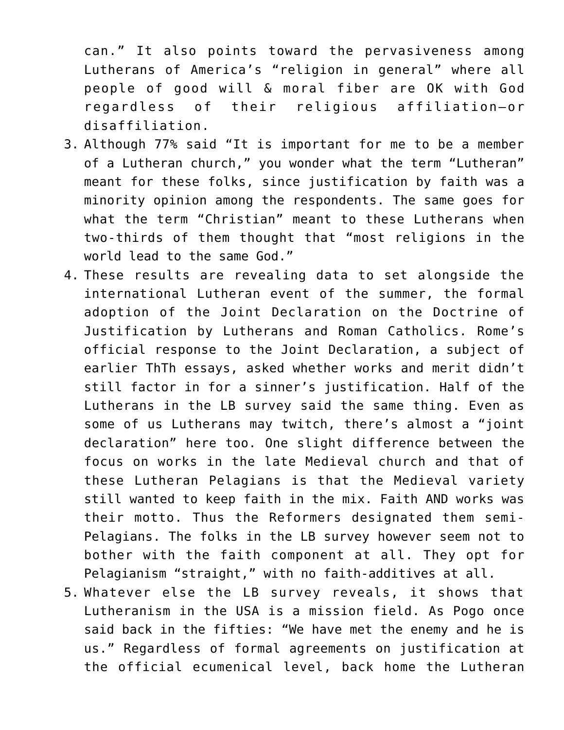can." It also points toward the pervasiveness among Lutherans of America's "religion in general" where all people of good will & moral fiber are OK with God regardless of their religious affiliation—or disaffiliation.

3. Although 77% said "It is important for me to be a member of a Lutheran church," you wonder what the term "Lutheran" meant for these folks, since justification by faith was a minority opinion among the respondents. The same goes for what the term "Christian" meant to these Lutherans when two-thirds of them thought that "most religions in the world lead to the same God."
4. These results are revealing data to set alongside the international Lutheran event of the summer, the formal adoption of the Joint Declaration on the Doctrine of Justification by Lutherans and Roman Catholics. Rome's official response to the Joint Declaration, a subject of earlier ThTh essays, asked whether works and merit didn't still factor in for a sinner's justification. Half of the Lutherans in the LB survey said the same thing. Even as some of us Lutherans may twitch, there's almost a "joint declaration" here too. One slight difference between the focus on works in the late Medieval church and that of these Lutheran Pelagians is that the Medieval variety still wanted to keep faith in the mix. Faith AND works was their motto. Thus the Reformers designated them semi-Pelagians. The folks in the LB survey however seem not to bother with the faith component at all. They opt for Pelagianism "straight," with no faith-additives at all.
5. Whatever else the LB survey reveals, it shows that Lutheranism in the USA is a mission field. As Pogo once said back in the fifties: "We have met the enemy and he is us." Regardless of formal agreements on justification at the official ecumenical level, back home the Lutheran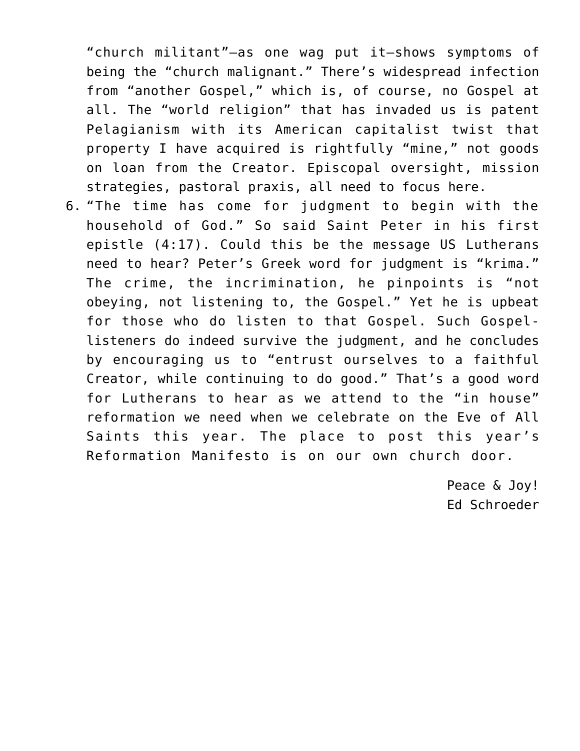"church militant"—as one wag put it—shows symptoms of being the "church malignant." There's widespread infection from "another Gospel," which is, of course, no Gospel at all. The "world religion" that has invaded us is patent Pelagianism with its American capitalist twist that property I have acquired is rightfully "mine," not goods on loan from the Creator. Episcopal oversight, mission strategies, pastoral praxis, all need to focus here.

6. "The time has come for judgment to begin with the household of God." So said Saint Peter in his first epistle (4:17). Could this be the message US Lutherans need to hear? Peter's Greek word for judgment is "krima." The crime, the incrimination, he pinpoints is "not obeying, not listening to, the Gospel." Yet he is upbeat for those who do listen to that Gospel. Such Gospel-listeners do indeed survive the judgment, and he concludes by encouraging us to "entrust ourselves to a faithful Creator, while continuing to do good." That's a good word for Lutherans to hear as we attend to the "in house" reformation we need when we celebrate on the Eve of All Saints this year. The place to post this year's Reformation Manifesto is on our own church door.

Peace & Joy!
Ed Schroeder